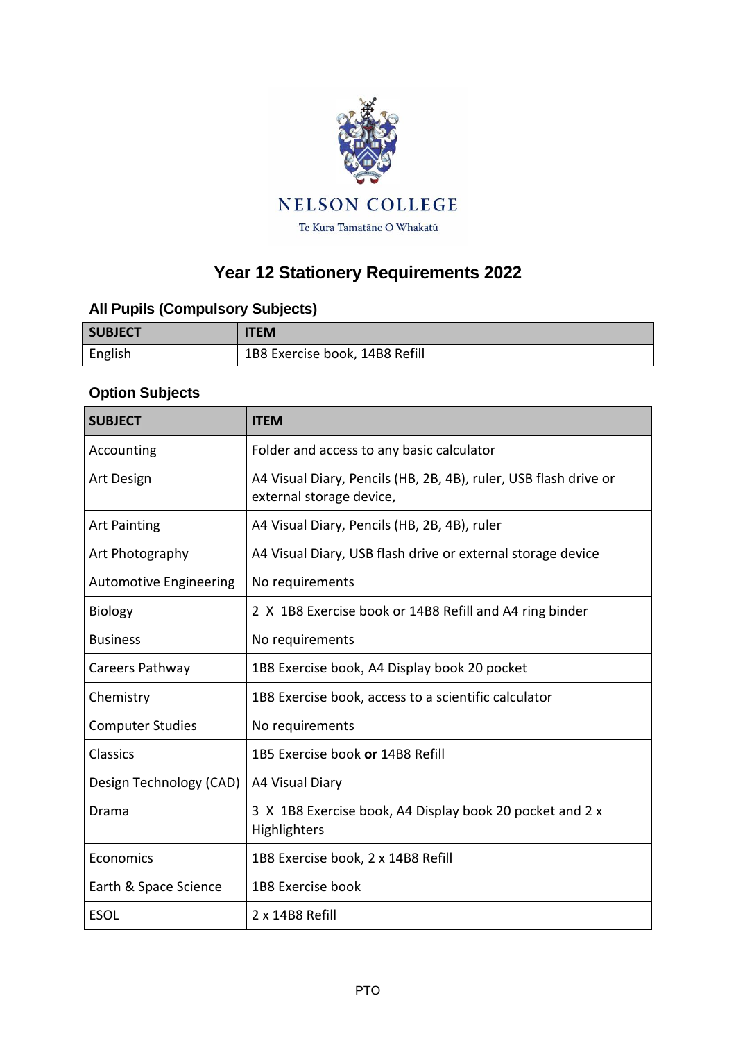NELSON COLLEGE

Te Kura Tamatāne O Whakatū

# Year 12 Stationery Requirements 2022

## All Pupils (Compulsory Subjects)

| SUBJECT | ITEM |
|---|---|
| English | 1B8 Exercise book, 14B8 Refill |

## Option Subjects

| SUBJECT | ITEM |
|---|---|
| Accounting | Folder and access to any basic calculator |
| Art Design | A4 Visual Diary, Pencils (HB, 2B, 4B), ruler, USB flash drive or external storage device, |
| Art Painting | A4 Visual Diary, Pencils (HB, 2B, 4B), ruler |
| Art Photography | A4 Visual Diary, USB flash drive or external storage device |
| Automotive Engineering | No requirements |
| Biology | 2 X 1B8 Exercise book or 14B8 Refill and A4 ring binder |
| Business | No requirements |
| Careers Pathway | 1B8 Exercise book, A4 Display book 20 pocket |
| Chemistry | 1B8 Exercise book, access to a scientific calculator |
| Computer Studies | No requirements |
| Classics | 1B5 Exercise book **or** 14B8 Refill |
| Design Technology (CAD) | A4 Visual Diary |
| Drama | 3 X 1B8 Exercise book, A4 Display book 20 pocket and 2 x Highlighters |
| Economics | 1B8 Exercise book, 2 x 14B8 Refill |
| Earth & Space Science | 1B8 Exercise book |
| ESOL | 2 x 14B8 Refill |

PTO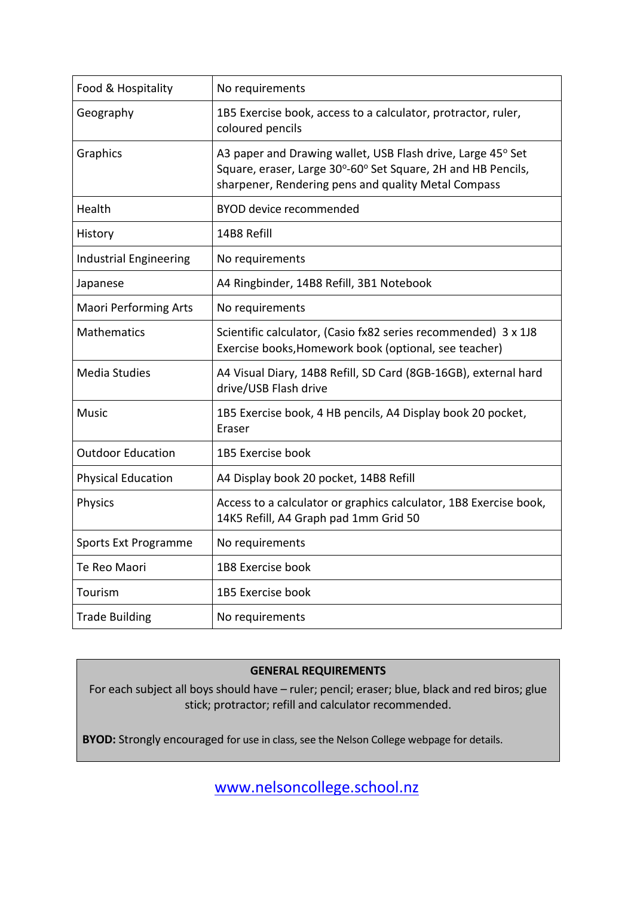| | |
|---|---|
| Food & Hospitality | No requirements |
| Geography | 1B5 Exercise book, access to a calculator, protractor, ruler, coloured pencils |
| Graphics | A3 paper and Drawing wallet, USB Flash drive, Large 45° Set Square, eraser, Large 30°-60° Set Square, 2H and HB Pencils, sharpener, Rendering pens and quality Metal Compass |
| Health | BYOD device recommended |
| History | 14B8 Refill |
| Industrial Engineering | No requirements |
| Japanese | A4 Ringbinder, 14B8 Refill, 3B1 Notebook |
| Maori Performing Arts | No requirements |
| Mathematics | Scientific calculator, (Casio fx82 series recommended) 3 x 1J8 Exercise books,Homework book (optional, see teacher) |
| Media Studies | A4 Visual Diary, 14B8 Refill, SD Card (8GB-16GB), external hard drive/USB Flash drive |
| Music | 1B5 Exercise book, 4 HB pencils, A4 Display book 20 pocket, Eraser |
| Outdoor Education | 1B5 Exercise book |
| Physical Education | A4 Display book 20 pocket, 14B8 Refill |
| Physics | Access to a calculator or graphics calculator, 1B8 Exercise book, 14K5 Refill, A4 Graph pad 1mm Grid 50 |
| Sports Ext Programme | No requirements |
| Te Reo Maori | 1B8 Exercise book |
| Tourism | 1B5 Exercise book |
| Trade Building | No requirements |

**GENERAL REQUIREMENTS**

For each subject all boys should have – ruler; pencil; eraser; blue, black and red biros; glue stick; protractor; refill and calculator recommended.

**BYOD:** Strongly encouraged for use in class, see the Nelson College webpage for details.

www.nelsoncollege.school.nz